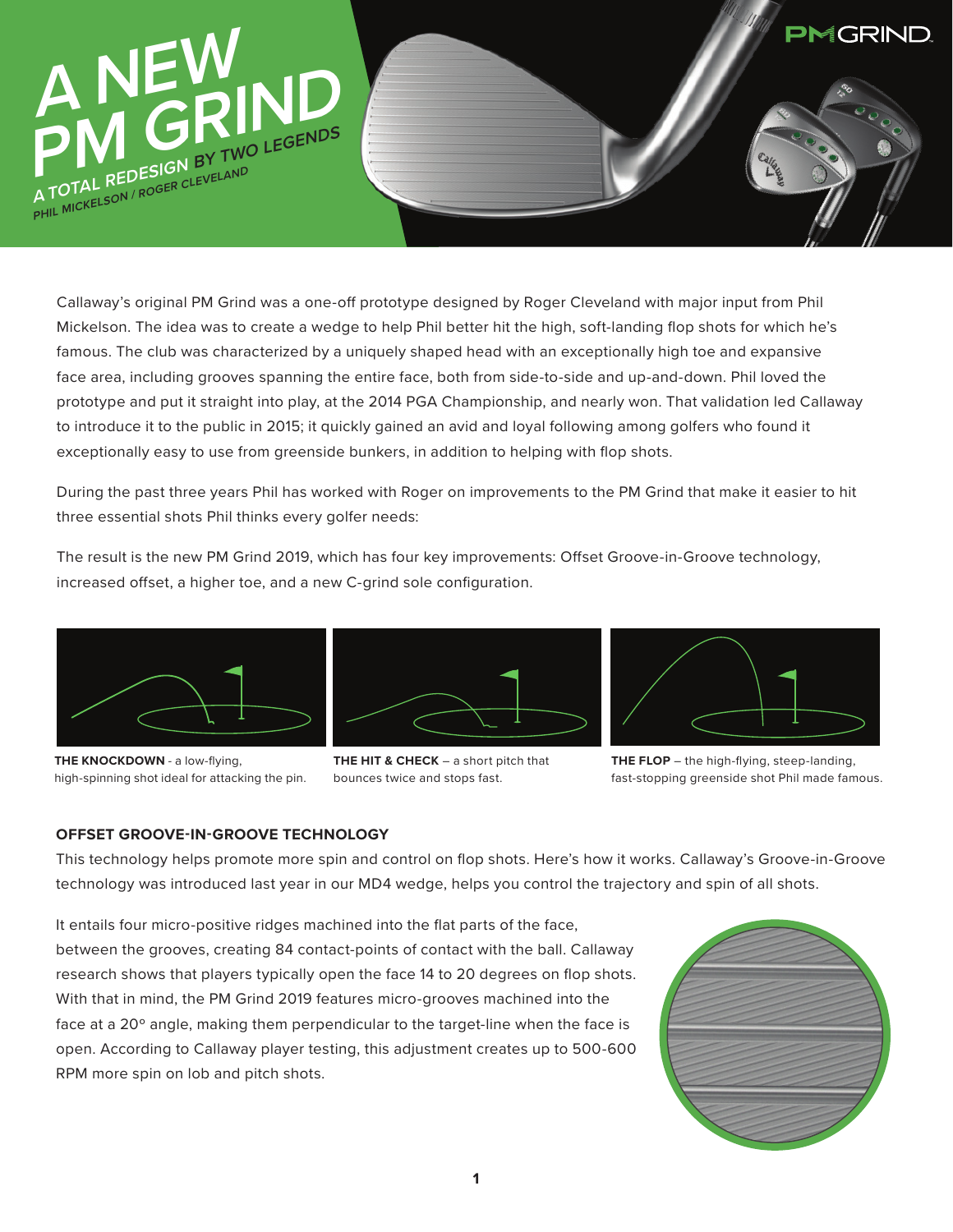# A NEW PM GRIND

## A TOTAL REDESIGN BY TWO LEGENDS

**PHIL MICKELSON / ROGER CLEVELAND**

PMGRIND

Callaway's original PM Grind was a one-off prototype designed by Roger Cleveland with major input from Phil Mickelson. The idea was to create a wedge to help Phil better hit the high, soft-landing flop shots for which he's famous. The club was characterized by a uniquely shaped head with an exceptionally high toe and expansive face area, including grooves spanning the entire face, both from side-to-side and up-and-down. Phil loved the prototype and put it straight into play, at the 2014 PGA Championship, and nearly won. That validation led Callaway to introduce it to the public in 2015; it quickly gained an avid and loyal following among golfers who found it exceptionally easy to use from greenside bunkers, in addition to helping with flop shots.

During the past three years Phil has worked with Roger on improvements to the PM Grind that make it easier to hit three essential shots Phil thinks every golfer needs:

The result is the new PM Grind 2019, which has four key improvements: Offset Groove-in-Groove technology, increased offset, a higher toe, and a new C-grind sole configuration.

**THE KNOCKDOWN** - a low-flying, high-spinning shot ideal for attacking the pin.

**THE HIT & CHECK** – a short pitch that bounces twice and stops fast.

**THE FLOP** – the high-flying, steep-landing, fast-stopping greenside shot Phil made famous.

### OFFSET GROOVE-IN-GROOVE TECHNOLOGY

This technology helps promote more spin and control on flop shots. Here's how it works. Callaway's Groove-in-Groove technology was introduced last year in our MD4 wedge, helps you control the trajectory and spin of all shots.

It entails four micro-positive ridges machined into the flat parts of the face, between the grooves, creating 84 contact-points of contact with the ball. Callaway research shows that players typically open the face 14 to 20 degrees on flop shots. With that in mind, the PM Grind 2019 features micro-grooves machined into the face at a 20º angle, making them perpendicular to the target-line when the face is open. According to Callaway player testing, this adjustment creates up to 500-600 RPM more spin on lob and pitch shots.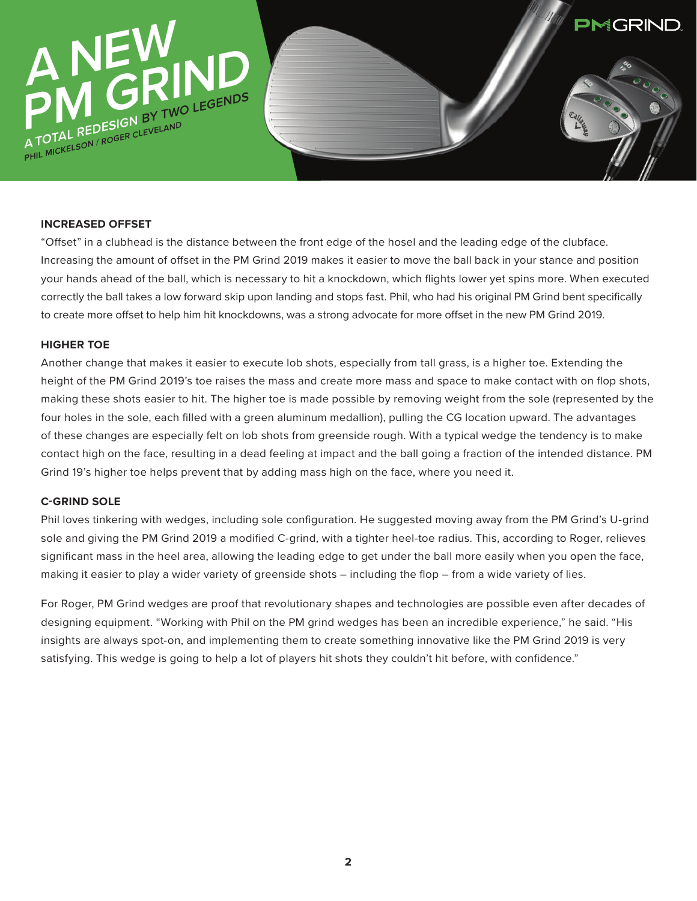# A NEW PM GRIND

**A TOTAL REDESIGN BY TWO LEGENDS**

**PHIL MICKELSON / ROGER CLEVELAND**

PMGRIND

**INCREASED OFFSET**

“Offset” in a clubhead is the distance between the front edge of the hosel and the leading edge of the clubface. Increasing the amount of offset in the PM Grind 2019 makes it easier to move the ball back in your stance and position your hands ahead of the ball, which is necessary to hit a knockdown, which flights lower yet spins more. When executed correctly the ball takes a low forward skip upon landing and stops fast. Phil, who had his original PM Grind bent specifically to create more offset to help him hit knockdowns, was a strong advocate for more offset in the new PM Grind 2019.

**HIGHER TOE**

Another change that makes it easier to execute lob shots, especially from tall grass, is a higher toe. Extending the height of the PM Grind 2019’s toe raises the mass and create more mass and space to make contact with on flop shots, making these shots easier to hit. The higher toe is made possible by removing weight from the sole (represented by the four holes in the sole, each filled with a green aluminum medallion), pulling the CG location upward. The advantages of these changes are especially felt on lob shots from greenside rough. With a typical wedge the tendency is to make contact high on the face, resulting in a dead feeling at impact and the ball going a fraction of the intended distance. PM Grind 19’s higher toe helps prevent that by adding mass high on the face, where you need it.

**C-GRIND SOLE**

Phil loves tinkering with wedges, including sole configuration. He suggested moving away from the PM Grind’s U-grind sole and giving the PM Grind 2019 a modified C-grind, with a tighter heel-toe radius. This, according to Roger, relieves significant mass in the heel area, allowing the leading edge to get under the ball more easily when you open the face, making it easier to play a wider variety of greenside shots – including the flop – from a wide variety of lies.

For Roger, PM Grind wedges are proof that revolutionary shapes and technologies are possible even after decades of designing equipment. “Working with Phil on the PM grind wedges has been an incredible experience,” he said. “His insights are always spot-on, and implementing them to create something innovative like the PM Grind 2019 is very satisfying. This wedge is going to help a lot of players hit shots they couldn’t hit before, with confidence.”